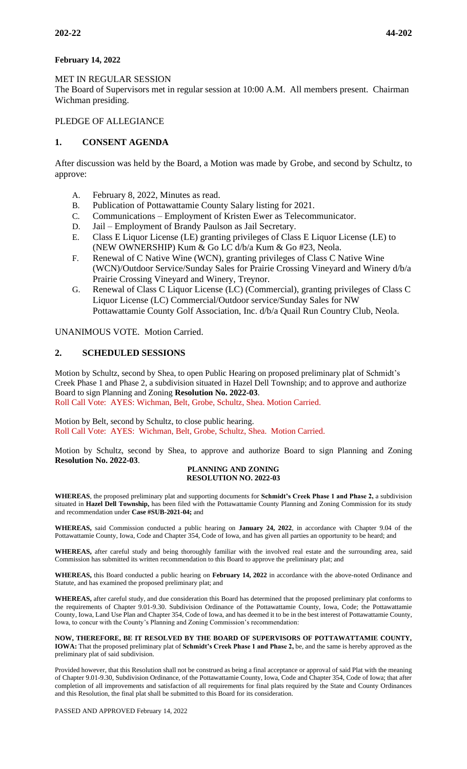**February 14, 2022**

MET IN REGULAR SESSION
The Board of Supervisors met in regular session at 10:00 A.M. All members present. Chairman Wichman presiding.

PLEDGE OF ALLEGIANCE

## 1. CONSENT AGENDA

After discussion was held by the Board, a Motion was made by Grobe, and second by Schultz, to approve:

A. February 8, 2022, Minutes as read.
B. Publication of Pottawattamie County Salary listing for 2021.
C. Communications – Employment of Kristen Ewer as Telecommunicator.
D. Jail – Employment of Brandy Paulson as Jail Secretary.
E. Class E Liquor License (LE) granting privileges of Class E Liquor License (LE) to (NEW OWNERSHIP) Kum & Go LC d/b/a Kum & Go #23, Neola.
F. Renewal of C Native Wine (WCN), granting privileges of Class C Native Wine (WCN)/Outdoor Service/Sunday Sales for Prairie Crossing Vineyard and Winery d/b/a Prairie Crossing Vineyard and Winery, Treynor.
G. Renewal of Class C Liquor License (LC) (Commercial), granting privileges of Class C Liquor License (LC) Commercial/Outdoor service/Sunday Sales for NW Pottawattamie County Golf Association, Inc. d/b/a Quail Run Country Club, Neola.

UNANIMOUS VOTE. Motion Carried.

## 2. SCHEDULED SESSIONS

Motion by Schultz, second by Shea, to open Public Hearing on proposed preliminary plat of Schmidt's Creek Phase 1 and Phase 2, a subdivision situated in Hazel Dell Township; and to approve and authorize Board to sign Planning and Zoning **Resolution No. 2022-03**.
Roll Call Vote: AYES: Wichman, Belt, Grobe, Schultz, Shea. Motion Carried.

Motion by Belt, second by Schultz, to close public hearing.
Roll Call Vote: AYES: Wichman, Belt, Grobe, Schultz, Shea. Motion Carried.

Motion by Schultz, second by Shea, to approve and authorize Board to sign Planning and Zoning **Resolution No. 2022-03**.

**PLANNING AND ZONING**
**RESOLUTION NO. 2022-03**

**WHEREAS**, the proposed preliminary plat and supporting documents for **Schmidt's Creek Phase 1 and Phase 2,** a subdivision situated in **Hazel Dell Township,** has been filed with the Pottawattamie County Planning and Zoning Commission for its study and recommendation under **Case #SUB-2021-04;** and

**WHEREAS,** said Commission conducted a public hearing on **January 24, 2022**, in accordance with Chapter 9.04 of the Pottawattamie County, Iowa, Code and Chapter 354, Code of Iowa, and has given all parties an opportunity to be heard; and

**WHEREAS,** after careful study and being thoroughly familiar with the involved real estate and the surrounding area, said Commission has submitted its written recommendation to this Board to approve the preliminary plat; and

**WHEREAS,** this Board conducted a public hearing on **February 14, 2022** in accordance with the above-noted Ordinance and Statute, and has examined the proposed preliminary plat; and

**WHEREAS,** after careful study, and due consideration this Board has determined that the proposed preliminary plat conforms to the requirements of Chapter 9.01-9.30. Subdivision Ordinance of the Pottawattamie County, Iowa, Code; the Pottawattamie County, Iowa, Land Use Plan and Chapter 354, Code of Iowa, and has deemed it to be in the best interest of Pottawattamie County, Iowa, to concur with the County's Planning and Zoning Commission's recommendation:

**NOW, THEREFORE, BE IT RESOLVED BY THE BOARD OF SUPERVISORS OF POTTAWATTAMIE COUNTY, IOWA:** That the proposed preliminary plat of **Schmidt's Creek Phase 1 and Phase 2,** be, and the same is hereby approved as the preliminary plat of said subdivision.

Provided however, that this Resolution shall not be construed as being a final acceptance or approval of said Plat with the meaning of Chapter 9.01-9.30, Subdivision Ordinance, of the Pottawattamie County, Iowa, Code and Chapter 354, Code of Iowa; that after completion of all improvements and satisfaction of all requirements for final plats required by the State and County Ordinances and this Resolution, the final plat shall be submitted to this Board for its consideration.

PASSED AND APPROVED February 14, 2022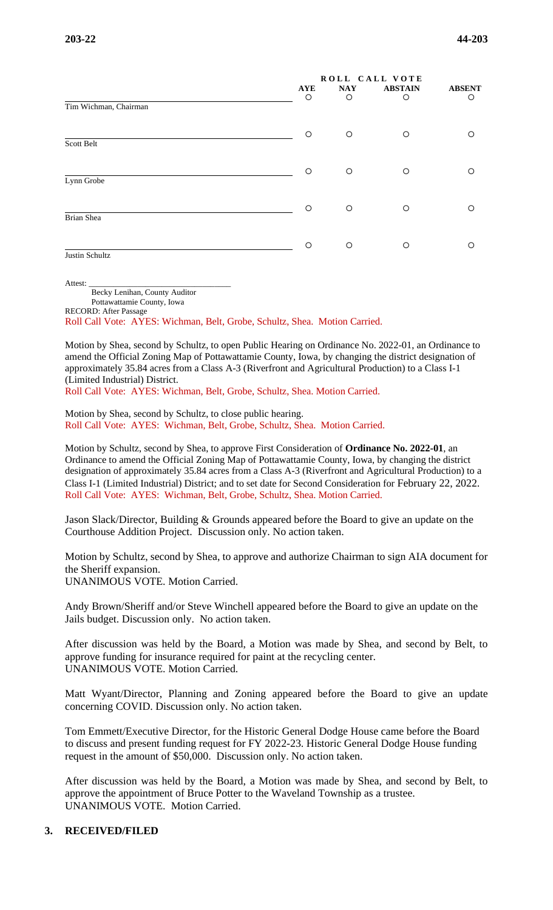| | ROLL CALL VOTE | | | |
|---|---|---|---|---|
| | AYE | NAY | ABSTAIN | ABSENT |
| Tim Wichman, Chairman | ○ | ○ | ○ | ○ |
| Scott Belt | ○ | ○ | ○ | ○ |
| Lynn Grobe | ○ | ○ | ○ | ○ |
| Brian Shea | ○ | ○ | ○ | ○ |
| Justin Schultz | ○ | ○ | ○ | ○ |

Attest: ______________________________
Becky Lenihan, County Auditor
Pottawattamie County, Iowa

RECORD: After Passage

Roll Call Vote: AYES: Wichman, Belt, Grobe, Schultz, Shea. Motion Carried.

Motion by Shea, second by Schultz, to open Public Hearing on Ordinance No. 2022-01, an Ordinance to amend the Official Zoning Map of Pottawattamie County, Iowa, by changing the district designation of approximately 35.84 acres from a Class A-3 (Riverfront and Agricultural Production) to a Class I-1 (Limited Industrial) District.
Roll Call Vote: AYES: Wichman, Belt, Grobe, Schultz, Shea. Motion Carried.

Motion by Shea, second by Schultz, to close public hearing.
Roll Call Vote: AYES: Wichman, Belt, Grobe, Schultz, Shea. Motion Carried.

Motion by Schultz, second by Shea, to approve First Consideration of **Ordinance No. 2022-01**, an Ordinance to amend the Official Zoning Map of Pottawattamie County, Iowa, by changing the district designation of approximately 35.84 acres from a Class A-3 (Riverfront and Agricultural Production) to a Class I-1 (Limited Industrial) District; and to set date for Second Consideration for February 22, 2022.
Roll Call Vote: AYES: Wichman, Belt, Grobe, Schultz, Shea. Motion Carried.

Jason Slack/Director, Building & Grounds appeared before the Board to give an update on the Courthouse Addition Project. Discussion only. No action taken.

Motion by Schultz, second by Shea, to approve and authorize Chairman to sign AIA document for the Sheriff expansion.
UNANIMOUS VOTE. Motion Carried.

Andy Brown/Sheriff and/or Steve Winchell appeared before the Board to give an update on the Jails budget. Discussion only. No action taken.

After discussion was held by the Board, a Motion was made by Shea, and second by Belt, to approve funding for insurance required for paint at the recycling center.
UNANIMOUS VOTE. Motion Carried.

Matt Wyant/Director, Planning and Zoning appeared before the Board to give an update concerning COVID. Discussion only. No action taken.

Tom Emmett/Executive Director, for the Historic General Dodge House came before the Board to discuss and present funding request for FY 2022-23. Historic General Dodge House funding request in the amount of $50,000. Discussion only. No action taken.

After discussion was held by the Board, a Motion was made by Shea, and second by Belt, to approve the appointment of Bruce Potter to the Waveland Township as a trustee.
UNANIMOUS VOTE. Motion Carried.

## 3. RECEIVED/FILED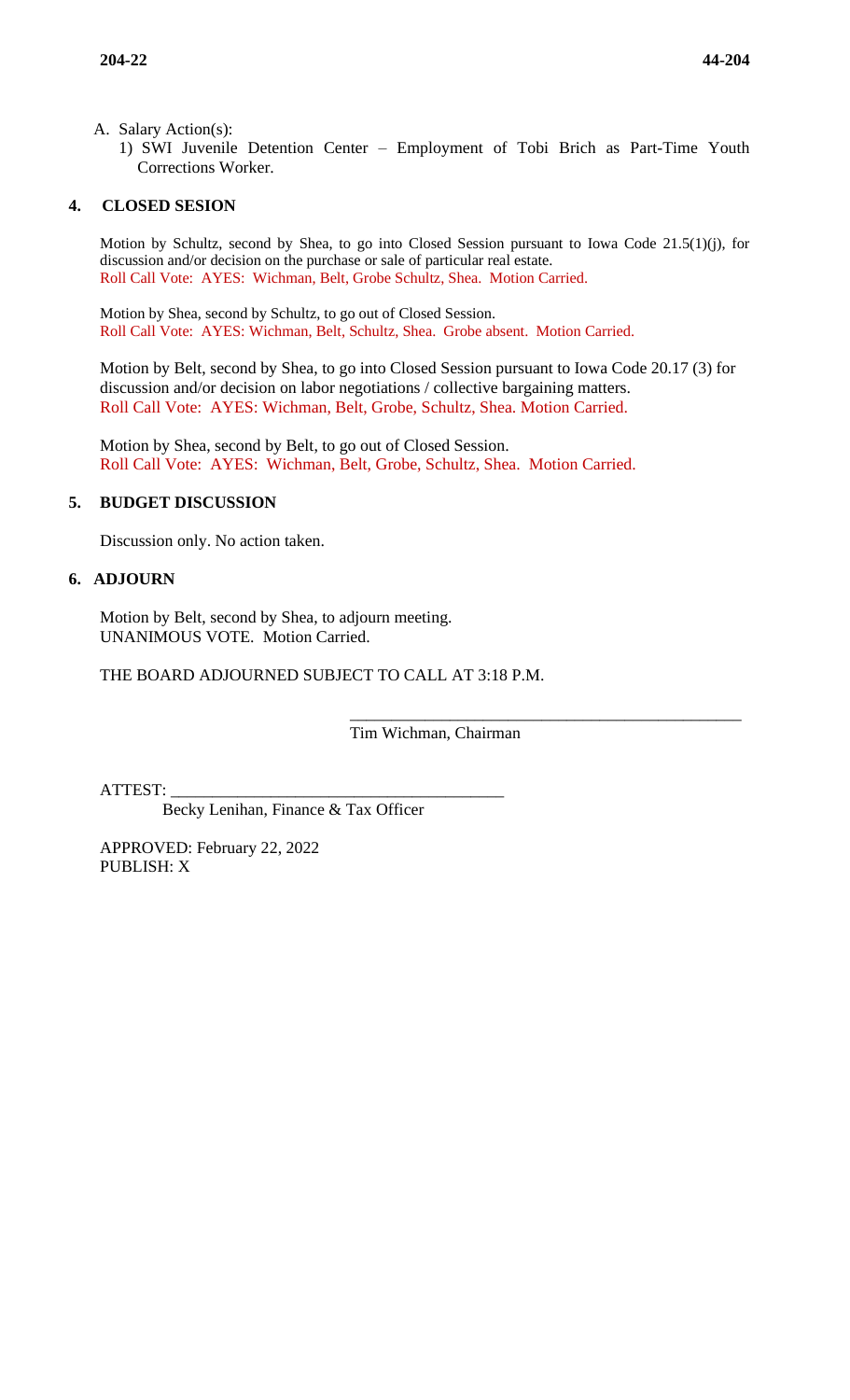A. Salary Action(s):
   1) SWI Juvenile Detention Center – Employment of Tobi Brich as Part-Time Youth Corrections Worker.

## 4. CLOSED SESION

Motion by Schultz, second by Shea, to go into Closed Session pursuant to Iowa Code 21.5(1)(j), for discussion and/or decision on the purchase or sale of particular real estate.
Roll Call Vote: AYES: Wichman, Belt, Grobe Schultz, Shea. Motion Carried.

Motion by Shea, second by Schultz, to go out of Closed Session.
Roll Call Vote: AYES: Wichman, Belt, Schultz, Shea. Grobe absent. Motion Carried.

Motion by Belt, second by Shea, to go into Closed Session pursuant to Iowa Code 20.17 (3) for discussion and/or decision on labor negotiations / collective bargaining matters.
Roll Call Vote: AYES: Wichman, Belt, Grobe, Schultz, Shea. Motion Carried.

Motion by Shea, second by Belt, to go out of Closed Session.
Roll Call Vote: AYES: Wichman, Belt, Grobe, Schultz, Shea. Motion Carried.

## 5. BUDGET DISCUSSION

Discussion only. No action taken.

## 6. ADJOURN

Motion by Belt, second by Shea, to adjourn meeting.
UNANIMOUS VOTE. Motion Carried.

THE BOARD ADJOURNED SUBJECT TO CALL AT 3:18 P.M.

_______________________________________________
Tim Wichman, Chairman

ATTEST: _______________________________________
Becky Lenihan, Finance & Tax Officer

APPROVED: February 22, 2022
PUBLISH: X